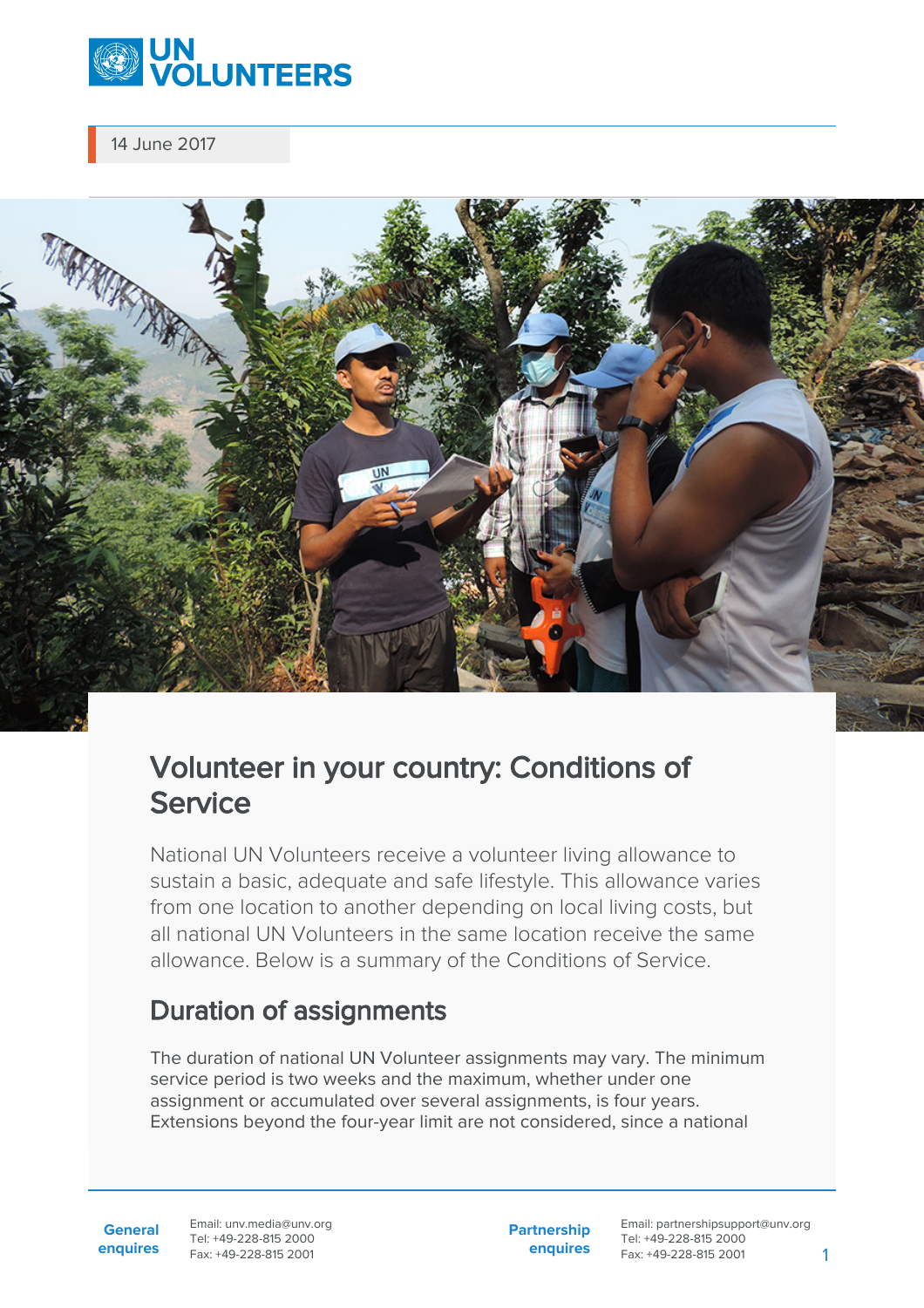UN VOLUNTEERS

14 June 2017

# Volunteer in your country: Conditions of Service

National UN Volunteers receive a volunteer living allowance to sustain a basic, adequate and safe lifestyle. This allowance varies from one location to another depending on local living costs, but all national UN Volunteers in the same location receive the same allowance. Below is a summary of the Conditions of Service.

## Duration of assignments

The duration of national UN Volunteer assignments may vary. The minimum service period is two weeks and the maximum, whether under one assignment or accumulated over several assignments, is four years. Extensions beyond the four-year limit are not considered, since a national

**General enquires**
Email: unv.media@unv.org
Tel: +49-228-815 2000
Fax: +49-228-815 2001

**Partnership enquires**
Email: partnershipsupport@unv.org
Tel: +49-228-815 2000
Fax: +49-228-815 2001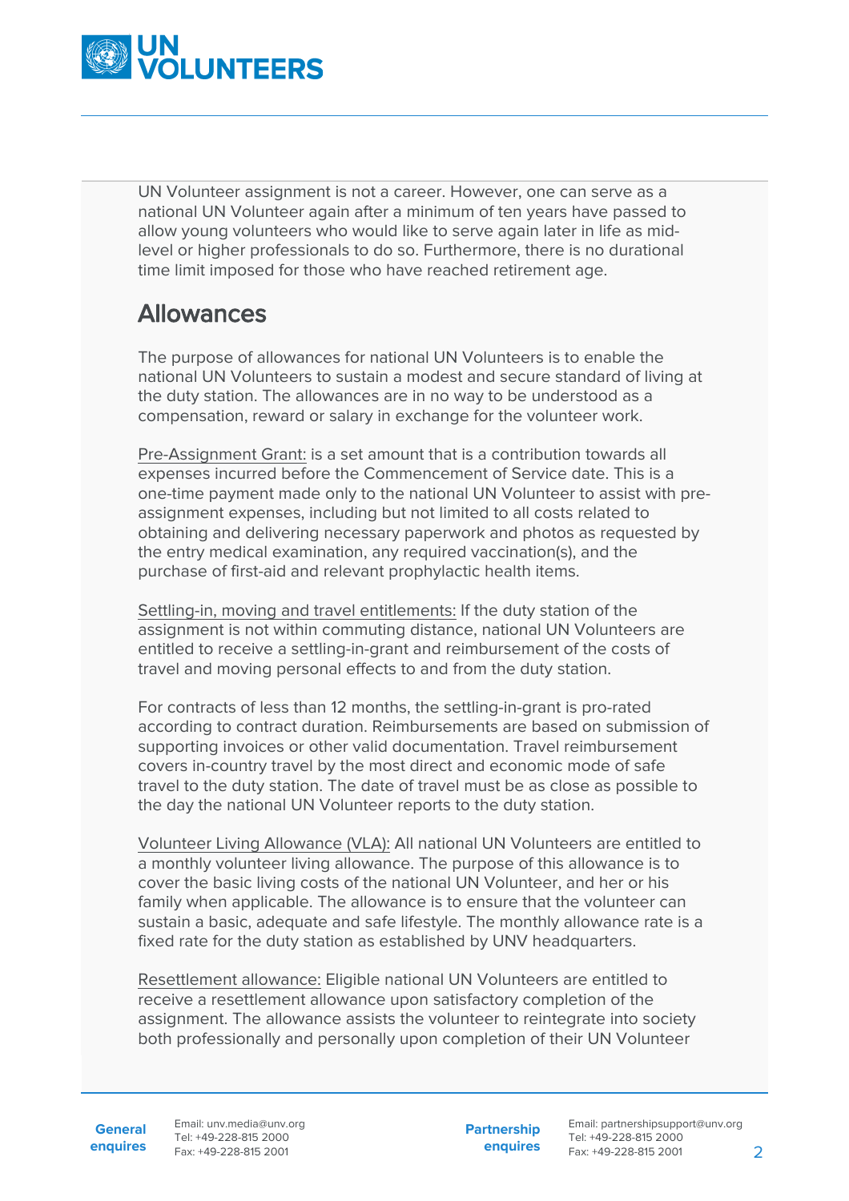UN Volunteer assignment is not a career. However, one can serve as a national UN Volunteer again after a minimum of ten years have passed to allow young volunteers who would like to serve again later in life as mid-level or higher professionals to do so. Furthermore, there is no durational time limit imposed for those who have reached retirement age.

## Allowances

The purpose of allowances for national UN Volunteers is to enable the national UN Volunteers to sustain a modest and secure standard of living at the duty station. The allowances are in no way to be understood as a compensation, reward or salary in exchange for the volunteer work.

Pre-Assignment Grant: is a set amount that is a contribution towards all expenses incurred before the Commencement of Service date. This is a one-time payment made only to the national UN Volunteer to assist with pre-assignment expenses, including but not limited to all costs related to obtaining and delivering necessary paperwork and photos as requested by the entry medical examination, any required vaccination(s), and the purchase of first-aid and relevant prophylactic health items.

Settling-in, moving and travel entitlements: If the duty station of the assignment is not within commuting distance, national UN Volunteers are entitled to receive a settling-in-grant and reimbursement of the costs of travel and moving personal effects to and from the duty station.

For contracts of less than 12 months, the settling-in-grant is pro-rated according to contract duration. Reimbursements are based on submission of supporting invoices or other valid documentation. Travel reimbursement covers in-country travel by the most direct and economic mode of safe travel to the duty station. The date of travel must be as close as possible to the day the national UN Volunteer reports to the duty station.

Volunteer Living Allowance (VLA): All national UN Volunteers are entitled to a monthly volunteer living allowance. The purpose of this allowance is to cover the basic living costs of the national UN Volunteer, and her or his family when applicable. The allowance is to ensure that the volunteer can sustain a basic, adequate and safe lifestyle. The monthly allowance rate is a fixed rate for the duty station as established by UNV headquarters.

Resettlement allowance: Eligible national UN Volunteers are entitled to receive a resettlement allowance upon satisfactory completion of the assignment. The allowance assists the volunteer to reintegrate into society both professionally and personally upon completion of their UN Volunteer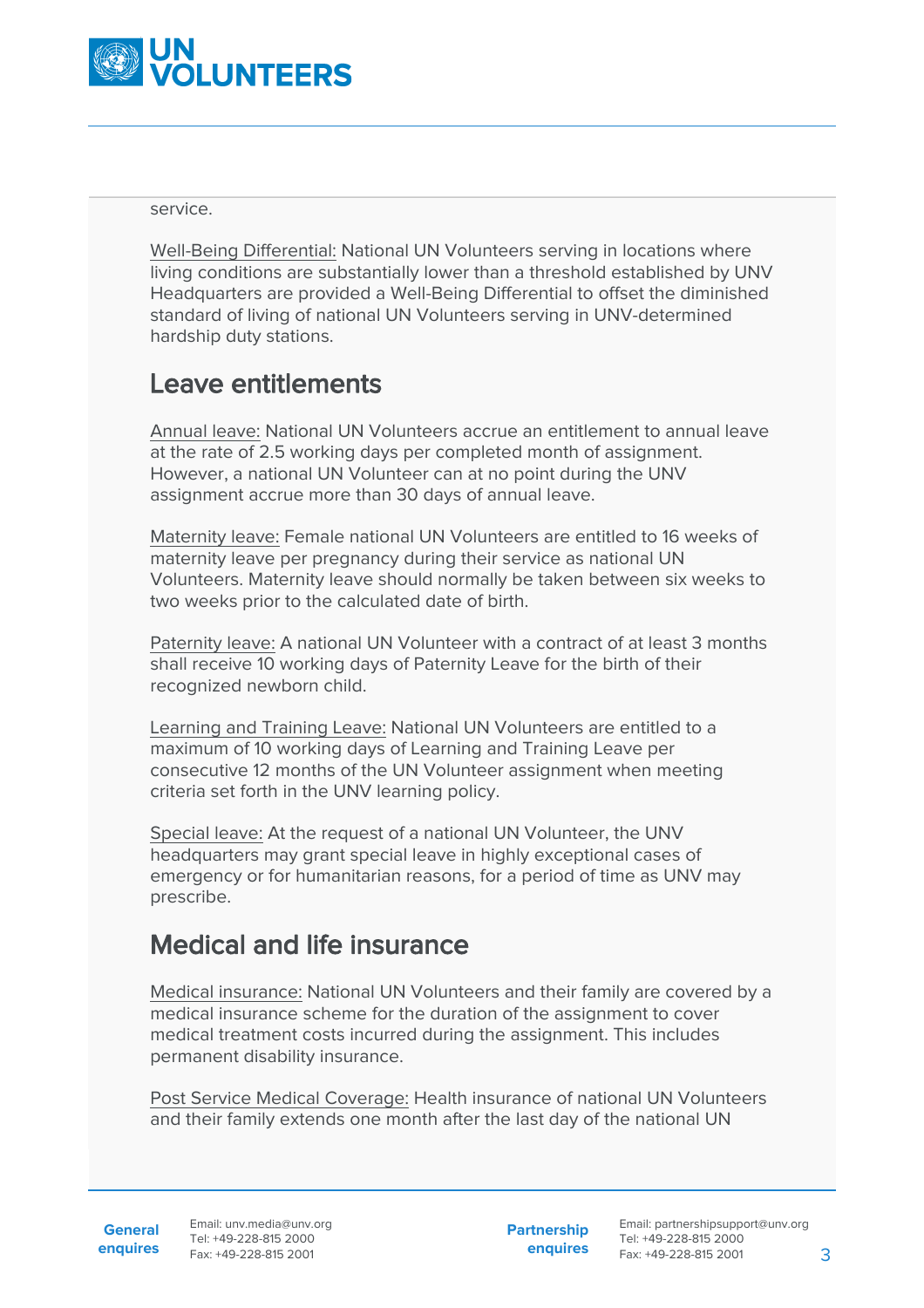service.

Well-Being Differential: National UN Volunteers serving in locations where living conditions are substantially lower than a threshold established by UNV Headquarters are provided a Well-Being Differential to offset the diminished standard of living of national UN Volunteers serving in UNV-determined hardship duty stations.

## Leave entitlements

Annual leave: National UN Volunteers accrue an entitlement to annual leave at the rate of 2.5 working days per completed month of assignment. However, a national UN Volunteer can at no point during the UNV assignment accrue more than 30 days of annual leave.

Maternity leave: Female national UN Volunteers are entitled to 16 weeks of maternity leave per pregnancy during their service as national UN Volunteers. Maternity leave should normally be taken between six weeks to two weeks prior to the calculated date of birth.

Paternity leave: A national UN Volunteer with a contract of at least 3 months shall receive 10 working days of Paternity Leave for the birth of their recognized newborn child.

Learning and Training Leave: National UN Volunteers are entitled to a maximum of 10 working days of Learning and Training Leave per consecutive 12 months of the UN Volunteer assignment when meeting criteria set forth in the UNV learning policy.

Special leave: At the request of a national UN Volunteer, the UNV headquarters may grant special leave in highly exceptional cases of emergency or for humanitarian reasons, for a period of time as UNV may prescribe.

## Medical and life insurance

Medical insurance: National UN Volunteers and their family are covered by a medical insurance scheme for the duration of the assignment to cover medical treatment costs incurred during the assignment. This includes permanent disability insurance.

Post Service Medical Coverage: Health insurance of national UN Volunteers and their family extends one month after the last day of the national UN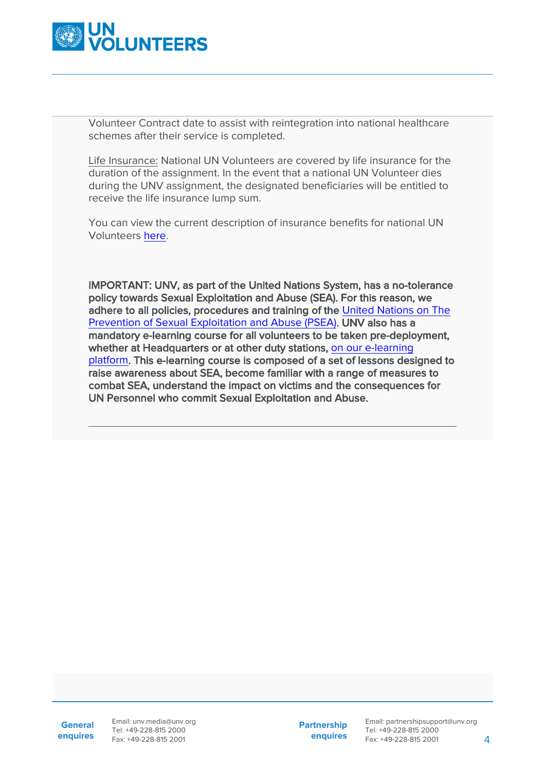Volunteer Contract date to assist with reintegration into national healthcare schemes after their service is completed.

Life Insurance: National UN Volunteers are covered by life insurance for the duration of the assignment. In the event that a national UN Volunteer dies during the UNV assignment, the designated beneficiaries will be entitled to receive the life insurance lump sum.

You can view the current description of insurance benefits for national UN Volunteers here.

**IMPORTANT: UNV, as part of the United Nations System, has a no-tolerance policy towards Sexual Exploitation and Abuse (SEA). For this reason, we adhere to all policies, procedures and training of the** United Nations on The Prevention of Sexual Exploitation and Abuse (PSEA)**. UNV also has a mandatory e-learning course for all volunteers to be taken pre-deployment, whether at Headquarters or at other duty stations,** on our e-learning platform**. This e-learning course is composed of a set of lessons designed to raise awareness about SEA, become familiar with a range of measures to combat SEA, understand the impact on victims and the consequences for UN Personnel who commit Sexual Exploitation and Abuse.**

---

**General enquires**

Email: unv.media@unv.org
Tel: +49-228-815 2000
Fax: +49-228-815 2001

**Partnership enquires**

Email: partnershipsupport@unv.org
Tel: +49-228-815 2000
Fax: +49-228-815 2001